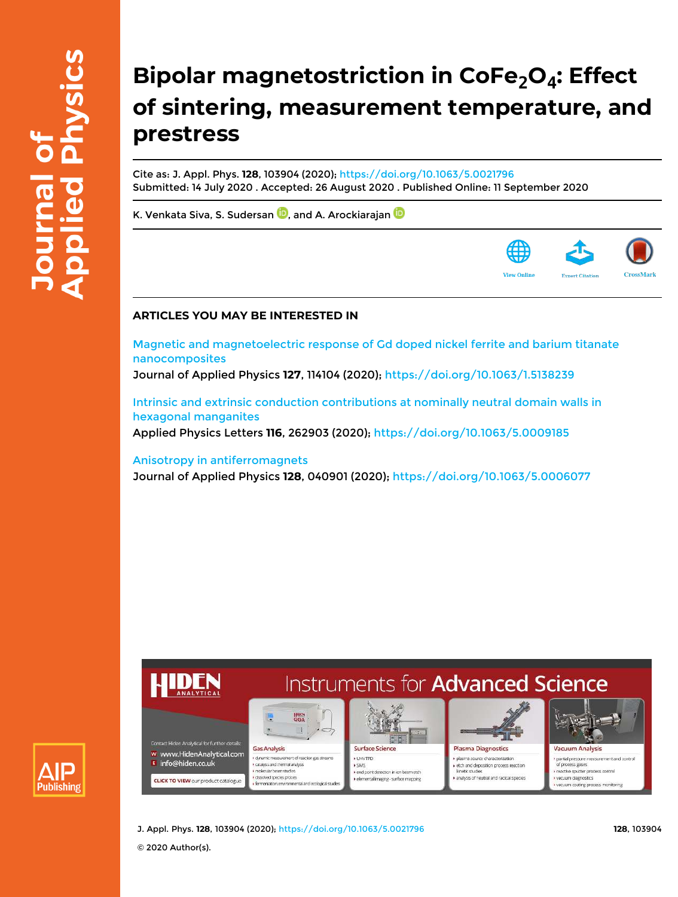# Bipolar magnetostriction in $CoFe_2O_4$: Effect of sintering, measurement temperature, and prestress

Cite as: J. Appl. Phys. **128**, 103904 (2020); https://doi.org/10.1063/5.0021796
Submitted: 14 July 2020 . Accepted: 26 August 2020 . Published Online: 11 September 2020

K. Venkata Siva, S. Sudersan, and A. Arockiarajan

## ARTICLES YOU MAY BE INTERESTED IN

Magnetic and magnetoelectric response of Gd doped nickel ferrite and barium titanate nanocomposites
Journal of Applied Physics **127**, 114104 (2020); https://doi.org/10.1063/1.5138239

Intrinsic and extrinsic conduction contributions at nominally neutral domain walls in hexagonal manganites
Applied Physics Letters **116**, 262903 (2020); https://doi.org/10.1063/5.0009185

Anisotropy in antiferromagnets
Journal of Applied Physics **128**, 040901 (2020); https://doi.org/10.1063/5.0006077

© 2020 Author(s).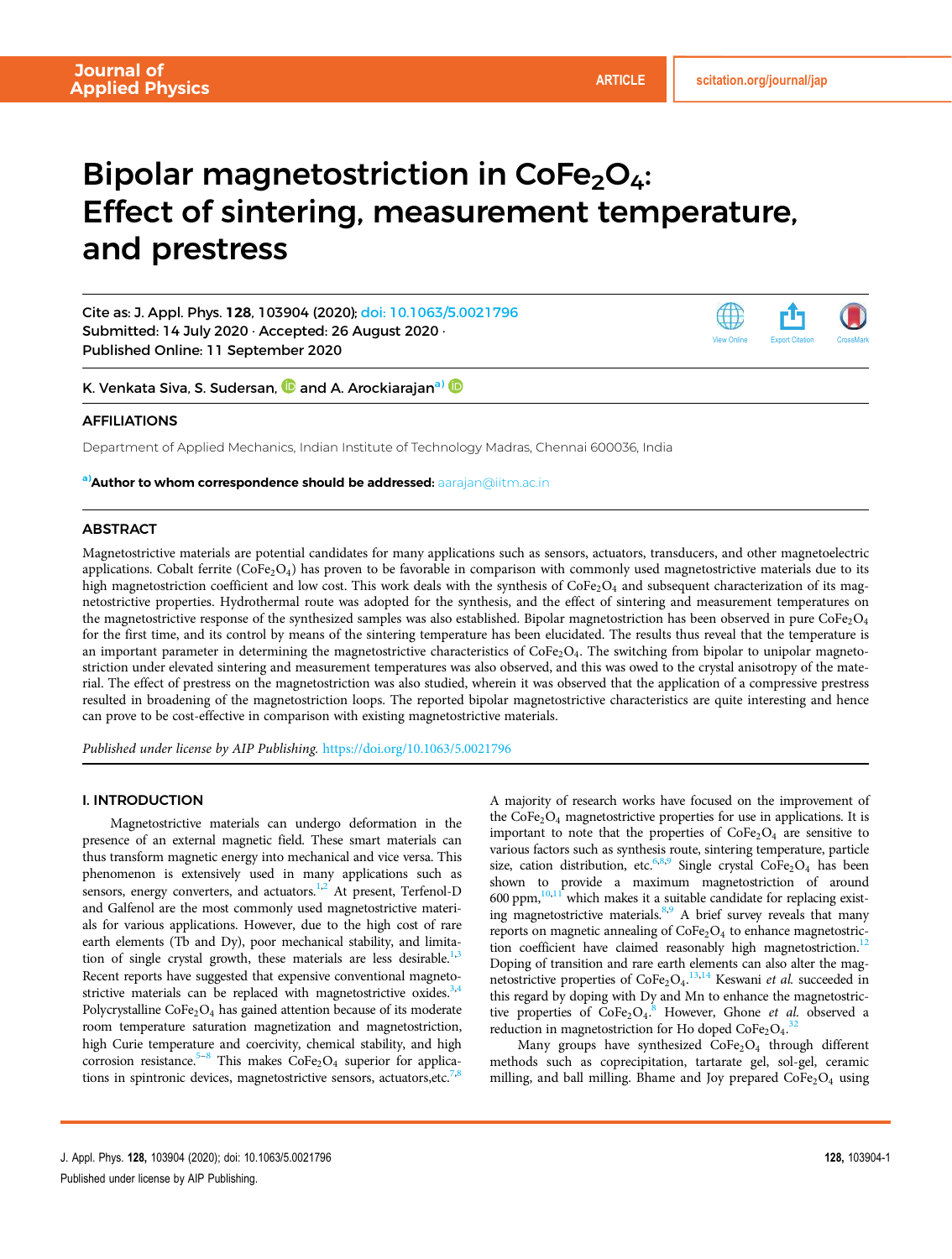# Bipolar magnetostriction in $CoFe_2O_4$: Effect of sintering, measurement temperature, and prestress

Cite as: J. Appl. Phys. **128**, 103904 (2020); doi: 10.1063/5.0021796
Submitted: 14 July 2020 · Accepted: 26 August 2020 ·
Published Online: 11 September 2020

K. Venkata Siva, S. Sudersan, and A. Arockiarajan[a)]

## AFFILIATIONS

Department of Applied Mechanics, Indian Institute of Technology Madras, Chennai 600036, India

[a)] **Author to whom correspondence should be addressed:** aarajan@iitm.ac.in

## ABSTRACT

Magnetostrictive materials are potential candidates for many applications such as sensors, actuators, transducers, and other magnetoelectric applications. Cobalt ferrite ($CoFe_2O_4$) has proven to be favorable in comparison with commonly used magnetostrictive materials due to its high magnetostriction coefficient and low cost. This work deals with the synthesis of $CoFe_2O_4$ and subsequent characterization of its magnetostrictive properties. Hydrothermal route was adopted for the synthesis, and the effect of sintering and measurement temperatures on the magnetostrictive response of the synthesized samples was also established. Bipolar magnetostriction has been observed in pure $CoFe_2O_4$ for the first time, and its control by means of the sintering temperature has been elucidated. The results thus reveal that the temperature is an important parameter in determining the magnetostrictive characteristics of $CoFe_2O_4$. The switching from bipolar to unipolar magnetostriction under elevated sintering and measurement temperatures was also observed, and this was owed to the crystal anisotropy of the material. The effect of prestress on the magnetostriction was also studied, wherein it was observed that the application of a compressive prestress resulted in broadening of the magnetostriction loops. The reported bipolar magnetostrictive characteristics are quite interesting and hence can prove to be cost-effective in comparison with existing magnetostrictive materials.

*Published under license by AIP Publishing.* https://doi.org/10.1063/5.0021796

## I. INTRODUCTION

Magnetostrictive materials can undergo deformation in the presence of an external magnetic field. These smart materials can thus transform magnetic energy into mechanical and vice versa. This phenomenon is extensively used in many applications such as sensors, energy converters, and actuators.[1,2] At present, Terfenol-D and Galfenol are the most commonly used magnetostrictive materials for various applications. However, due to the high cost of rare earth elements (Tb and Dy), poor mechanical stability, and limitation of single crystal growth, these materials are less desirable.[1,3] Recent reports have suggested that expensive conventional magnetostrictive materials can be replaced with magnetostrictive oxides.[3,4] Polycrystalline $CoFe_2O_4$ has gained attention because of its moderate room temperature saturation magnetization and magnetostriction, high Curie temperature and coercivity, chemical stability, and high corrosion resistance.[5–8] This makes $CoFe_2O_4$ superior for applications in spintronic devices, magnetostrictive sensors, actuators,etc.[7,8] A majority of research works have focused on the improvement of the $CoFe_2O_4$ magnetostrictive properties for use in applications. It is important to note that the properties of $CoFe_2O_4$ are sensitive to various factors such as synthesis route, sintering temperature, particle size, cation distribution, etc.[6,8,9] Single crystal $CoFe_2O_4$ has been shown to provide a maximum magnetostriction of around 600 ppm,[10,11] which makes it a suitable candidate for replacing existing magnetostrictive materials.[8,9] A brief survey reveals that many reports on magnetic annealing of $CoFe_2O_4$ to enhance magnetostriction coefficient have claimed reasonably high magnetostriction.[12] Doping of transition and rare earth elements can also alter the magnetostrictive properties of $CoFe_2O_4$.[13,14] Keswani *et al.* succeeded in this regard by doping with Dy and Mn to enhance the magnetostrictive properties of $CoFe_2O_4$.[8] However, Ghone *et al.* observed a reduction in magnetostriction for Ho doped $CoFe_2O_4$.[32]

Many groups have synthesized $CoFe_2O_4$ through different methods such as coprecipitation, tartarate gel, sol-gel, ceramic milling, and ball milling. Bhame and Joy prepared $CoFe_2O_4$ using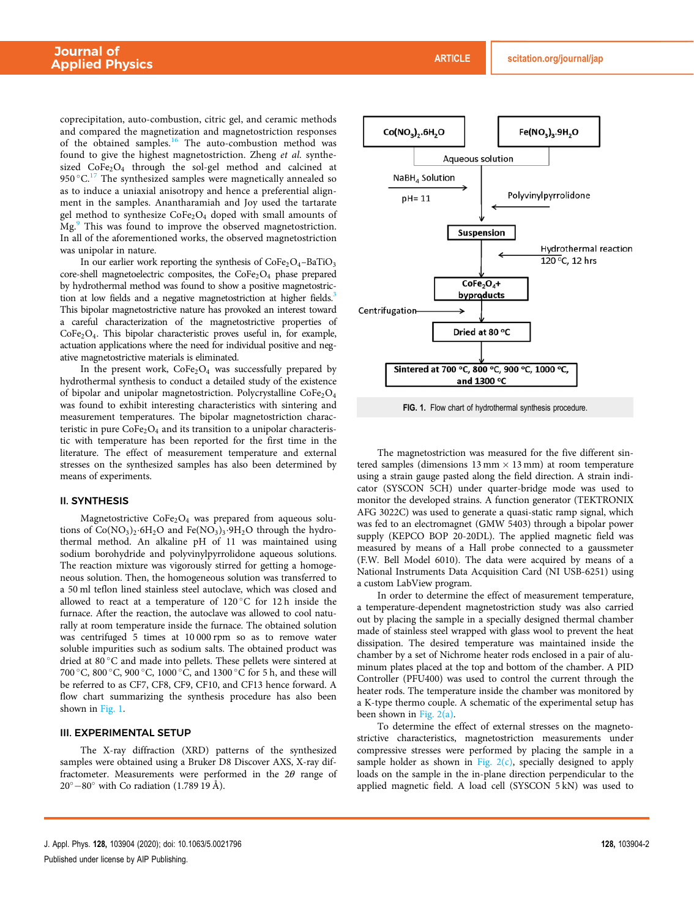coprecipitation, auto-combustion, citric gel, and ceramic methods and compared the magnetization and magnetostriction responses of the obtained samples.[16] The auto-combustion method was found to give the highest magnetostriction. Zheng *et al.* synthesized $CoFe_2O_4$ through the sol-gel method and calcined at 950 °C.[17] The synthesized samples were magnetically annealed so as to induce a uniaxial anisotropy and hence a preferential alignment in the samples. Anantharamiah and Joy used the tartarate gel method to synthesize $CoFe_2O_4$ doped with small amounts of Mg.[9] This was found to improve the observed magnetostriction. In all of the aforementioned works, the observed magnetostriction was unipolar in nature.

In our earlier work reporting the synthesis of $CoFe_2O_4$–$BaTiO_3$ core-shell magnetoelectric composites, the $CoFe_2O_4$ phase prepared by hydrothermal method was found to show a positive magnetostriction at low fields and a negative magnetostriction at higher fields.[3] This bipolar magnetostrictive nature has provoked an interest toward a careful characterization of the magnetostrictive properties of $CoFe_2O_4$. This bipolar characteristic proves useful in, for example, actuation applications where the need for individual positive and negative magnetostrictive materials is eliminated.

In the present work, $CoFe_2O_4$ was successfully prepared by hydrothermal synthesis to conduct a detailed study of the existence of bipolar and unipolar magnetostriction. Polycrystalline $CoFe_2O_4$ was found to exhibit interesting characteristics with sintering and measurement temperatures. The bipolar magnetostriction characteristic in pure $CoFe_2O_4$ and its transition to a unipolar characteristic with temperature has been reported for the first time in the literature. The effect of measurement temperature and external stresses on the synthesized samples has also been determined by means of experiments.

## II. SYNTHESIS

Magnetostrictive $CoFe_2O_4$ was prepared from aqueous solutions of $Co(NO_3)_2{\cdot}6H_2O$ and $Fe(NO_3)_3{\cdot}9H_2O$ through the hydrothermal method. An alkaline pH of 11 was maintained using sodium borohydride and polyvinylpyrrolidone aqueous solutions. The reaction mixture was vigorously stirred for getting a homogeneous solution. Then, the homogeneous solution was transferred to a 50 ml teflon lined stainless steel autoclave, which was closed and allowed to react at a temperature of 120 °C for 12 h inside the furnace. After the reaction, the autoclave was allowed to cool naturally at room temperature inside the furnace. The obtained solution was centrifuged 5 times at 10 000 rpm so as to remove water soluble impurities such as sodium salts. The obtained product was dried at 80 °C and made into pellets. These pellets were sintered at 700 °C, 800 °C, 900 °C, 1000 °C, and 1300 °C for 5 h, and these will be referred to as CF7, CF8, CF9, CF10, and CF13 hence forward. A flow chart summarizing the synthesis procedure has also been shown in Fig. 1.

$Co(NO_3)_2{\cdot}6H_2O$ | $Fe(NO_3)_3{\cdot}9H_2O$ → Aqueous solution → ($NaBH_4$ Solution, pH = 11; Polyvinylpyrrolidone) → Suspension → (Hydrothermal reaction 120 °C, 12 hrs) → $CoFe_2O_4$ + byproducts → (Centrifugation) → Dried at 80 °C → Sintered at 700 °C, 800 °C, 900 °C, 1000 °C, and 1300 °C

FIG. 1. Flow chart of hydrothermal synthesis procedure.

## III. EXPERIMENTAL SETUP

The X-ray diffraction (XRD) patterns of the synthesized samples were obtained using a Bruker D8 Discover AXS, X-ray diffractometer. Measurements were performed in the $2\theta$ range of 20°–80° with Co radiation (1.789 19 Å).

The magnetostriction was measured for the five different sintered samples (dimensions 13 mm × 13 mm) at room temperature using a strain gauge pasted along the field direction. A strain indicator (SYSCON 5CH) under quarter-bridge mode was used to monitor the developed strains. A function generator (TEKTRONIX AFG 3022C) was used to generate a quasi-static ramp signal, which was fed to an electromagnet (GMW 5403) through a bipolar power supply (KEPCO BOP 20-20DL). The applied magnetic field was measured by means of a Hall probe connected to a gaussmeter (F.W. Bell Model 6010). The data were acquired by means of a National Instruments Data Acquisition Card (NI USB-6251) using a custom LabView program.

In order to determine the effect of measurement temperature, a temperature-dependent magnetostriction study was also carried out by placing the sample in a specially designed thermal chamber made of stainless steel wrapped with glass wool to prevent the heat dissipation. The desired temperature was maintained inside the chamber by a set of Nichrome heater rods enclosed in a pair of aluminum plates placed at the top and bottom of the chamber. A PID Controller (PFU400) was used to control the current through the heater rods. The temperature inside the chamber was monitored by a K-type thermo couple. A schematic of the experimental setup has been shown in Fig. 2(a).

To determine the effect of external stresses on the magnetostrictive characteristics, magnetostriction measurements under compressive stresses were performed by placing the sample in a sample holder as shown in Fig. 2(c), specially designed to apply loads on the sample in the in-plane direction perpendicular to the applied magnetic field. A load cell (SYSCON 5 kN) was used to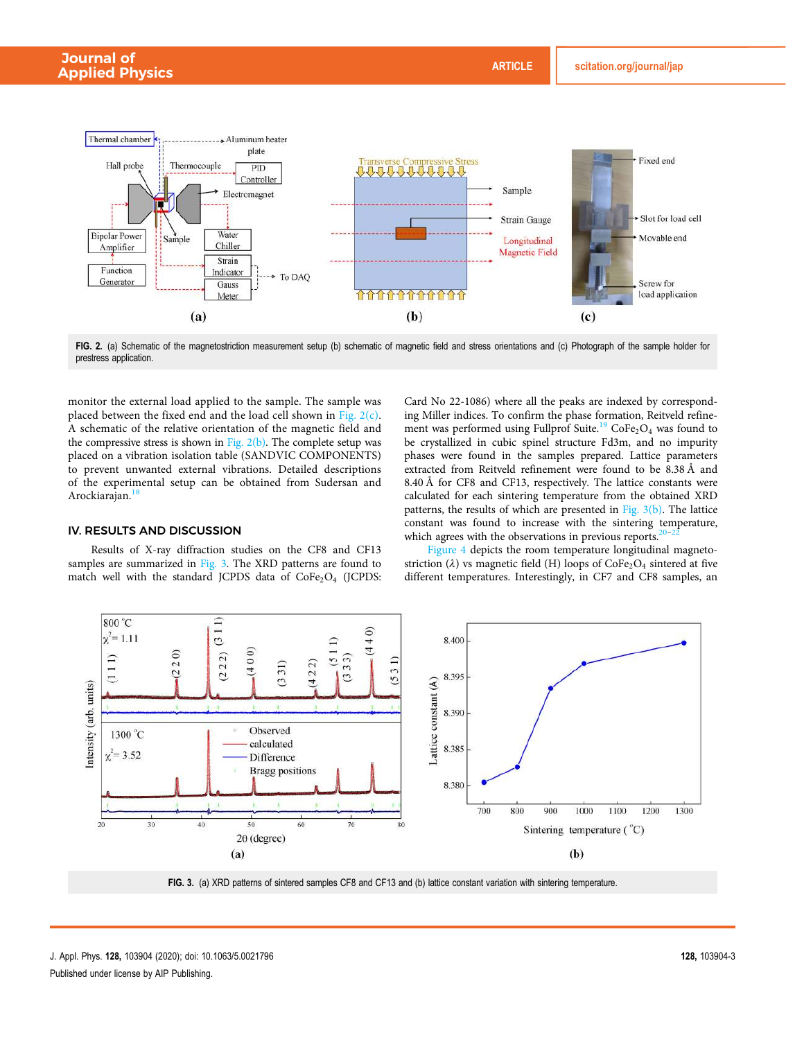FIG. 2. (a) Schematic of the magnetostriction measurement setup (b) schematic of magnetic field and stress orientations and (c) Photograph of the sample holder for prestress application.

monitor the external load applied to the sample. The sample was placed between the fixed end and the load cell shown in Fig. 2(c). A schematic of the relative orientation of the magnetic field and the compressive stress is shown in Fig. 2(b). The complete setup was placed on a vibration isolation table (SANDVIC COMPONENTS) to prevent unwanted external vibrations. Detailed descriptions of the experimental setup can be obtained from Sudersan and Arockiarajan.[18]

## IV. RESULTS AND DISCUSSION

Results of X-ray diffraction studies on the CF8 and CF13 samples are summarized in Fig. 3. The XRD patterns are found to match well with the standard JCPDS data of $CoFe_2O_4$ (JCPDS: Card No 22-1086) where all the peaks are indexed by corresponding Miller indices. To confirm the phase formation, Reitveld refinement was performed using Fullprof Suite.[19] $CoFe_2O_4$ was found to be crystallized in cubic spinel structure Fd3m, and no impurity phases were found in the samples prepared. Lattice parameters extracted from Reitveld refinement were found to be 8.38 Å and 8.40 Å for CF8 and CF13, respectively. The lattice constants were calculated for each sintering temperature from the obtained XRD patterns, the results of which are presented in Fig. 3(b). The lattice constant was found to increase with the sintering temperature, which agrees with the observations in previous reports.[20–22]

Figure 4 depicts the room temperature longitudinal magnetostriction ($\lambda$) vs magnetic field (H) loops of $CoFe_2O_4$ sintered at five different temperatures. Interestingly, in CF7 and CF8 samples, an

FIG. 3. (a) XRD patterns of sintered samples CF8 and CF13 and (b) lattice constant variation with sintering temperature.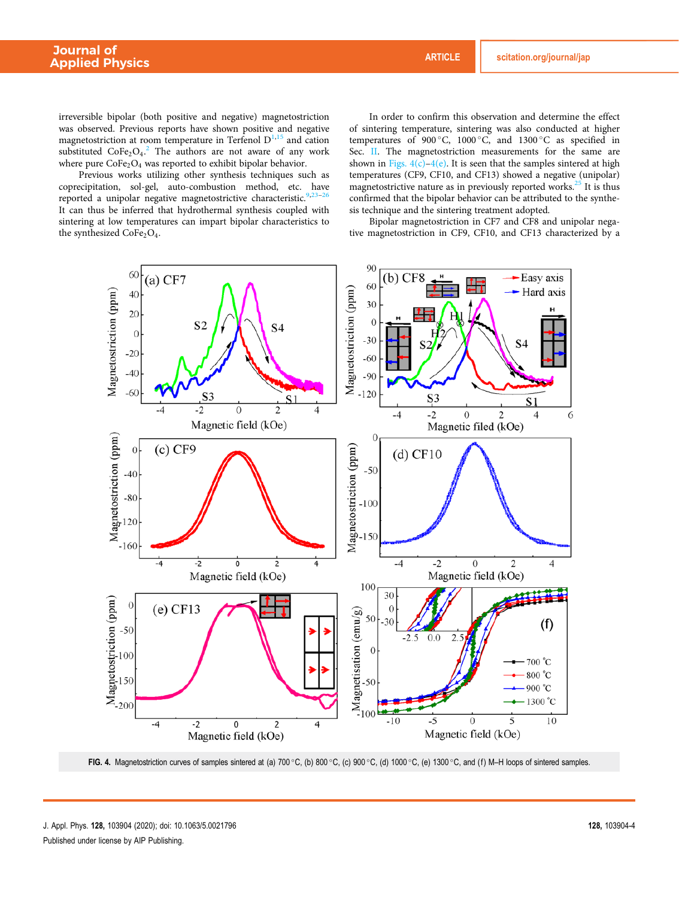irreversible bipolar (both positive and negative) magnetostriction was observed. Previous reports have shown positive and negative magnetostriction at room temperature in Terfenol D[1,15] and cation substituted $CoFe_2O_4$.[2] The authors are not aware of any work where pure $CoFe_2O_4$ was reported to exhibit bipolar behavior.

Previous works utilizing other synthesis techniques such as coprecipitation, sol-gel, auto-combustion method, etc. have reported a unipolar negative magnetostrictive characteristic.[9,23–26] It can thus be inferred that hydrothermal synthesis coupled with sintering at low temperatures can impart bipolar characteristics to the synthesized $CoFe_2O_4$.

In order to confirm this observation and determine the effect of sintering temperature, sintering was also conducted at higher temperatures of 900 °C, 1000 °C, and 1300 °C as specified in Sec. II. The magnetostriction measurements for the same are shown in Figs. 4(c)–4(e). It is seen that the samples sintered at high temperatures (CF9, CF10, and CF13) showed a negative (unipolar) magnetostrictive nature as in previously reported works.[25] It is thus confirmed that the bipolar behavior can be attributed to the synthesis technique and the sintering treatment adopted.

Bipolar magnetostriction in CF7 and CF8 and unipolar negative magnetostriction in CF9, CF10, and CF13 characterized by a

FIG. 4. Magnetostriction curves of samples sintered at (a) 700 °C, (b) 800 °C, (c) 900 °C, (d) 1000 °C, (e) 1300 °C, and (f) M–H loops of sintered samples.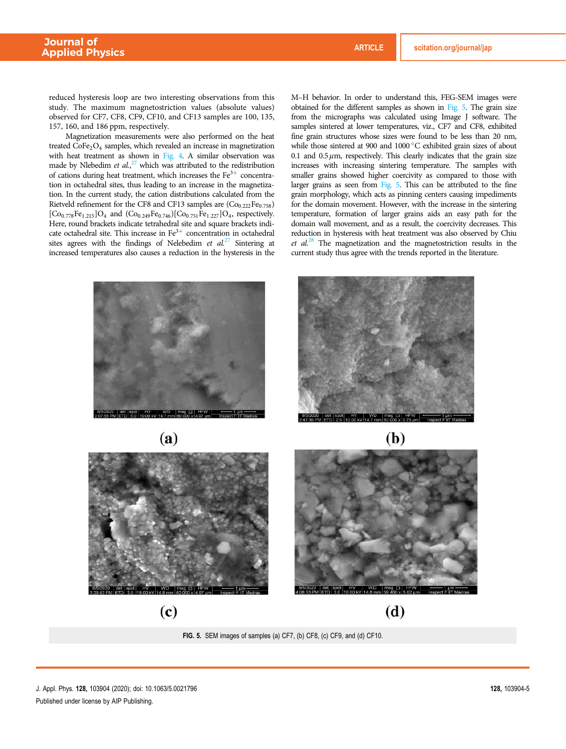reduced hysteresis loop are two interesting observations from this study. The maximum magnetostriction values (absolute values) observed for CF7, CF8, CF9, CF10, and CF13 samples are 100, 135, 157, 160, and 186 ppm, respectively.

Magnetization measurements were also performed on the heat treated $CoFe_2O_4$ samples, which revealed an increase in magnetization with heat treatment as shown in Fig. 4. A similar observation was made by Nlebedim *et al.*,[27] which was attributed to the redistribution of cations during heat treatment, which increases the $Fe^{3+}$ concentration in octahedral sites, thus leading to an increase in the magnetization. In the current study, the cation distributions calculated from the Rietveld refinement for the CF8 and CF13 samples are $(Co_{0.222}Fe_{0.758})[Co_{0.778}Fe_{1.215}]O_4$ and $(Co_{0.249}Fe_{0.746})[Co_{0.751}Fe_{1.227}]O_4$, respectively. Here, round brackets indicate tetrahedral site and square brackets indicate octahedral site. This increase in $Fe^{3+}$ concentration in octahedral sites agrees with the findings of Nelebedim *et al.*[27] Sintering at increased temperatures also causes a reduction in the hysteresis in the M–H behavior. In order to understand this, FEG-SEM images were obtained for the different samples as shown in Fig. 5. The grain size from the micrographs was calculated using Image J software. The samples sintered at lower temperatures, viz., CF7 and CF8, exhibited fine grain structures whose sizes were found to be less than 20 nm, while those sintered at 900 and 1000 °C exhibited grain sizes of about 0.1 and 0.5 $\mu$m, respectively. This clearly indicates that the grain size increases with increasing sintering temperature. The samples with smaller grains showed higher coercivity as compared to those with larger grains as seen from Fig. 5. This can be attributed to the fine grain morphology, which acts as pinning centers causing impediments for the domain movement. However, with the increase in the sintering temperature, formation of larger grains aids an easy path for the domain wall movement, and as a result, the coercivity decreases. This reduction in hysteresis with heat treatment was also observed by Chiu *et al.*[28] The magnetization and the magnetostriction results in the current study thus agree with the trends reported in the literature.

**FIG. 5.** SEM images of samples (a) CF7, (b) CF8, (c) CF9, and (d) CF10.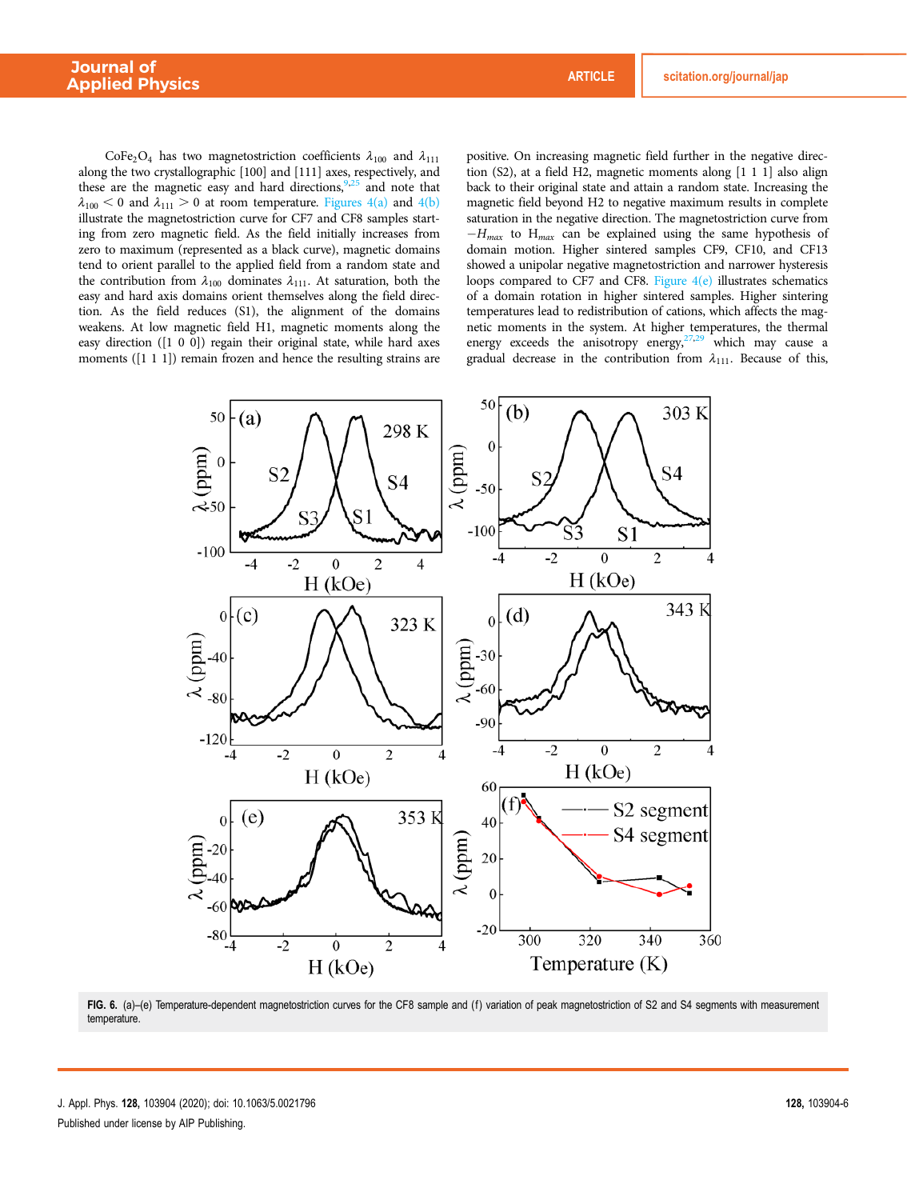$CoFe_2O_4$ has two magnetostriction coefficients $\lambda_{100}$ and $\lambda_{111}$ along the two crystallographic [100] and [111] axes, respectively, and these are the magnetic easy and hard directions,[9,25] and note that $\lambda_{100} < 0$ and $\lambda_{111} > 0$ at room temperature. Figures 4(a) and 4(b) illustrate the magnetostriction curve for CF7 and CF8 samples starting from zero magnetic field. As the field initially increases from zero to maximum (represented as a black curve), magnetic domains tend to orient parallel to the applied field from a random state and the contribution from $\lambda_{100}$ dominates $\lambda_{111}$. At saturation, both the easy and hard axis domains orient themselves along the field direction. As the field reduces (S1), the alignment of the domains weakens. At low magnetic field H1, magnetic moments along the easy direction ([1 0 0]) regain their original state, while hard axes moments ([1 1 1]) remain frozen and hence the resulting strains are positive. On increasing magnetic field further in the negative direction (S2), at a field H2, magnetic moments along [1 1 1] also align back to their original state and attain a random state. Increasing the magnetic field beyond H2 to negative maximum results in complete saturation in the negative direction. The magnetostriction curve from $-H_{max}$ to $H_{max}$ can be explained using the same hypothesis of domain motion. Higher sintered samples CF9, CF10, and CF13 showed a unipolar negative magnetostriction and narrower hysteresis loops compared to CF7 and CF8. Figure 4(e) illustrates schematics of a domain rotation in higher sintered samples. Higher sintering temperatures lead to redistribution of cations, which affects the magnetic moments in the system. At higher temperatures, the thermal energy exceeds the anisotropy energy,[27,29] which may cause a gradual decrease in the contribution from $\lambda_{111}$. Because of this,

**FIG. 6.** (a)–(e) Temperature-dependent magnetostriction curves for the CF8 sample and (f) variation of peak magnetostriction of S2 and S4 segments with measurement temperature.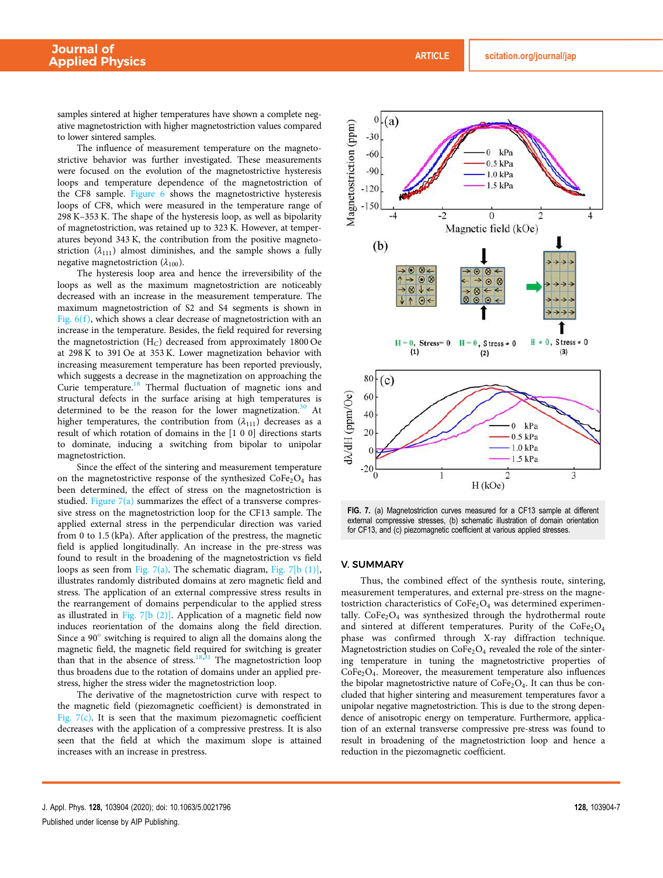samples sintered at higher temperatures have shown a complete negative magnetostriction with higher magnetostriction values compared to lower sintered samples.

The influence of measurement temperature on the magnetostrictive behavior was further investigated. These measurements were focused on the evolution of the magnetostrictive hysteresis loops and temperature dependence of the magnetostriction of the CF8 sample. Figure 6 shows the magnetostrictive hysteresis loops of CF8, which were measured in the temperature range of 298 K–353 K. The shape of the hysteresis loop, as well as bipolarity of magnetostriction, was retained up to 323 K. However, at temperatures beyond 343 K, the contribution from the positive magnetostriction ($\lambda_{111}$) almost diminishes, and the sample shows a fully negative magnetostriction ($\lambda_{100}$).

The hysteresis loop area and hence the irreversibility of the loops as well as the maximum magnetostriction are noticeably decreased with an increase in the measurement temperature. The maximum magnetostriction of S2 and S4 segments is shown in Fig. 6(f), which shows a clear decrease of magnetostriction with an increase in the temperature. Besides, the field required for reversing the magnetostriction ($H_C$) decreased from approximately 1800 Oe at 298 K to 391 Oe at 353 K. Lower magnetization behavior with increasing measurement temperature has been reported previously, which suggests a decrease in the magnetization on approaching the Curie temperature.[18] Thermal fluctuation of magnetic ions and structural defects in the surface arising at high temperatures is determined to be the reason for the lower magnetization.[30] At higher temperatures, the contribution from ($\lambda_{111}$) decreases as a result of which rotation of domains in the [1 0 0] directions starts to dominate, inducing a switching from bipolar to unipolar magnetostriction.

Since the effect of the sintering and measurement temperature on the magnetostrictive response of the synthesized $CoFe_2O_4$ has been determined, the effect of stress on the magnetostriction is studied. Figure 7(a) summarizes the effect of a transverse compressive stress on the magnetostriction loop for the CF13 sample. The applied external stress in the perpendicular direction was varied from 0 to 1.5 (kPa). After application of the prestress, the magnetic field is applied longitudinally. An increase in the pre-stress was found to result in the broadening of the magnetostriction vs field loops as seen from Fig. 7(a). The schematic diagram, Fig. 7[b (1)], illustrates randomly distributed domains at zero magnetic field and stress. The application of an external compressive stress results in the rearrangement of domains perpendicular to the applied stress as illustrated in Fig. 7[b (2)]. Application of a magnetic field now induces reorientation of the domains along the field direction. Since a 90° switching is required to align all the domains along the magnetic field, the magnetic field required for switching is greater than that in the absence of stress.[18,31] The magnetostriction loop thus broadens due to the rotation of domains under an applied prestress, higher the stress wider the magnetostriction loop.

The derivative of the magnetostriction curve with respect to the magnetic field (piezomagnetic coefficient) is demonstrated in Fig. 7(c). It is seen that the maximum piezomagnetic coefficient decreases with the application of a compressive prestress. It is also seen that the field at which the maximum slope is attained increases with an increase in prestress.

FIG. 7. (a) Magnetostriction curves measured for a CF13 sample at different external compressive stresses, (b) schematic illustration of domain orientation for CF13, and (c) piezomagnetic coefficient at various applied stresses.

## V. SUMMARY

Thus, the combined effect of the synthesis route, sintering, measurement temperatures, and external pre-stress on the magnetostriction characteristics of $CoFe_2O_4$ was determined experimentally. $CoFe_2O_4$ was synthesized through the hydrothermal route and sintered at different temperatures. Purity of the $CoFe_2O_4$ phase was confirmed through X-ray diffraction technique. Magnetostriction studies on $CoFe_2O_4$ revealed the role of the sintering temperature in tuning the magnetostrictive properties of $CoFe_2O_4$. Moreover, the measurement temperature also influences the bipolar magnetostrictive nature of $CoFe_2O_4$. It can thus be concluded that higher sintering and measurement temperatures favor a unipolar magnetostriction. This is due to the strong dependence of anisotropic energy on temperature. Furthermore, application of an external transverse compressive pre-stress was found to result in broadening of the magnetostriction loop and hence a reduction in the piezomagnetic coefficient.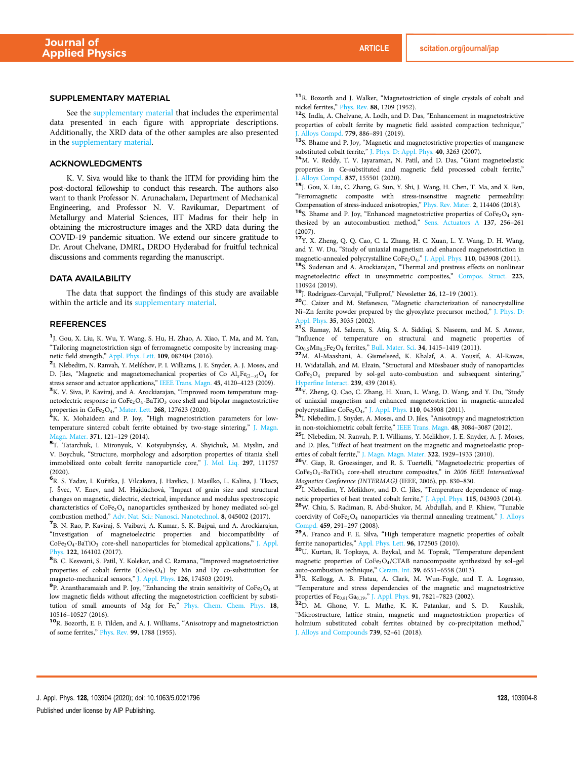## SUPPLEMENTARY MATERIAL

See the supplementary material that includes the experimental data presented in each figure with appropriate descriptions. Additionally, the XRD data of the other samples are also presented in the supplementary material.

## ACKNOWLEDGMENTS

K. V. Siva would like to thank the IITM for providing him the post-doctoral fellowship to conduct this research. The authors also want to thank Professor N. Arunachalam, Department of Mechanical Engineering, and Professor N. V. Ravikumar, Department of Metallurgy and Material Sciences, IIT Madras for their help in obtaining the microstructure images and the XRD data during the COVID-19 pandemic situation. We extend our sincere gratitude to Dr. Arout Chelvane, DMRL, DRDO Hyderabad for fruitful technical discussions and comments regarding the manuscript.

## DATA AVAILABILITY

The data that support the findings of this study are available within the article and its supplementary material.

## REFERENCES

[1] J. Gou, X. Liu, K. Wu, Y. Wang, S. Hu, H. Zhao, A. Xiao, T. Ma, and M. Yan, "Tailoring magnetostriction sign of ferromagnetic composite by increasing magnetic field strength," Appl. Phys. Lett. **109**, 082404 (2016).

[2] I. Nlebedim, N. Ranvah, Y. Melikhov, P. I. Williams, J. E. Snyder, A. J. Moses, and D. Jiles, "Magnetic and magnetomechanical properties of Co $Al_xFe_{(2-x)}O_4$ for stress sensor and actuator applications," IEEE Trans. Magn. **45**, 4120–4123 (2009).

[3] K. V. Siva, P. Kaviraj, and A. Arockiarajan, "Improved room temperature magnetoelectric response in $CoFe_2O_4$-$BaTiO_3$ core shell and bipolar magnetostrictive properties in $CoFe_2O_4$," Mater. Lett. **268**, 127623 (2020).

[4] K. K. Mohaideen and P. Joy, "High magnetostriction parameters for low-temperature sintered cobalt ferrite obtained by two-stage sintering," J. Magn. Magn. Mater. **371**, 121–129 (2014).

[5] T. Tatarchuk, I. Mironyuk, V. Kotsyubynsky, A. Shyichuk, M. Myslin, and V. Boychuk, "Structure, morphology and adsorption properties of titania shell immobilized onto cobalt ferrite nanoparticle core," J. Mol. Liq. **297**, 111757 (2020).

[6] R. S. Yadav, I. Kuřitka, J. Vilcakova, J. Havlica, J. Masilko, L. Kalina, J. Tkacz, J. Švec, V. Enev, and M. Hajdúchová, "Impact of grain size and structural changes on magnetic, dielectric, electrical, impedance and modulus spectroscopic characteristics of $CoFe_2O_4$ nanoparticles synthesized by honey mediated sol-gel combustion method," Adv. Nat. Sci.: Nanosci. Nanotechnol. **8**, 045002 (2017).

[7] B. N. Rao, P. Kaviraj, S. Vaibavi, A. Kumar, S. K. Bajpai, and A. Arockiarajan, "Investigation of magnetoelectric properties and biocompatibility of $CoFe_2O_4$-$BaTiO_3$ core-shell nanoparticles for biomedical applications," J. Appl. Phys. **122**, 164102 (2017).

[8] B. C. Keswani, S. Patil, Y. Kolekar, and C. Ramana, "Improved magnetostrictive properties of cobalt ferrite ($CoFe_2O_4$) by Mn and Dy co-substitution for magneto-mechanical sensors," J. Appl. Phys. **126**, 174503 (2019).

[9] P. Anantharamaiah and P. Joy, "Enhancing the strain sensitivity of $CoFe_2O_4$ at low magnetic fields without affecting the magnetostriction coefficient by substitution of small amounts of Mg for Fe," Phys. Chem. Chem. Phys. **18**, 10516–10527 (2016).

[10] R. Bozorth, E. F. Tilden, and A. J. Williams, "Anisotropy and magnetostriction of some ferrites," Phys. Rev. **99**, 1788 (1955).

[11] R. Bozorth and J. Walker, "Magnetostriction of single crystals of cobalt and nickel ferrites," Phys. Rev. **88**, 1209 (1952).

[12] S. Indla, A. Chelvane, A. Lodh, and D. Das, "Enhancement in magnetostrictive properties of cobalt ferrite by magnetic field assisted compaction technique," J. Alloys Compd. **779**, 886–891 (2019).

[13] S. Bhame and P. Joy, "Magnetic and magnetostrictive properties of manganese substituted cobalt ferrite," J. Phys. D: Appl. Phys. **40**, 3263 (2007).

[14] M. V. Reddy, T. V. Jayaraman, N. Patil, and D. Das, "Giant magnetoelastic properties in Ce-substituted and magnetic field processed cobalt ferrite," J. Alloys Compd. **837**, 155501 (2020).

[15] J. Gou, X. Liu, C. Zhang, G. Sun, Y. Shi, J. Wang, H. Chen, T. Ma, and X. Ren, "Ferromagnetic composite with stress-insensitive magnetic permeability: Compensation of stress-induced anisotropies," Phys. Rev. Mater. **2**, 114406 (2018).

[16] S. Bhame and P. Joy, "Enhanced magnetostrictive properties of $CoFe_2O_4$ synthesized by an autocombustion method," Sens. Actuators A **137**, 256–261 (2007).

[17] Y. X. Zheng, Q. Q. Cao, C. L. Zhang, H. C. Xuan, L. Y. Wang, D. H. Wang, and Y. W. Du, "Study of uniaxial magnetism and enhanced magnetostriction in magnetic-annealed polycrystalline $CoFe_2O_4$," J. Appl. Phys. **110**, 043908 (2011).

[18] S. Sudersan and A. Arockiarajan, "Thermal and prestress effects on nonlinear magnetoelectric effect in unsymmetric composites," Compos. Struct. **223**, 110924 (2019).

[19] J. Rodríguez-Carvajal, "Fullprof," Newsletter **26**, 12–19 (2001).

[20] C. Caizer and M. Stefanescu, "Magnetic characterization of nanocrystalline Ni–Zn ferrite powder prepared by the glyoxylate precursor method," J. Phys. D: Appl. Phys. **35**, 3035 (2002).

[21] S. Ramay, M. Saleem, S. Atiq, S. A. Siddiqi, S. Naseem, and M. S. Anwar, "Influence of temperature on structural and magnetic properties of $Co_{0.5}Mn_{0.5}Fe_2O_4$ ferrites," Bull. Mater. Sci. **34**, 1415–1419 (2011).

[22] M. Al-Maashani, A. Gismelseed, K. Khalaf, A. A. Yousif, A. Al-Rawas, H. Widatallah, and M. Elzain, "Structural and Mössbauer study of nanoparticles $CoFe_2O_4$ prepared by sol-gel auto-combustion and subsequent sintering," Hyperfine Interact. **239**, 439 (2018).

[23] Y. Zheng, Q. Cao, C. Zhang, H. Xuan, L. Wang, D. Wang, and Y. Du, "Study of uniaxial magnetism and enhanced magnetostriction in magnetic-annealed polycrystalline $CoFe_2O_4$," J. Appl. Phys. **110**, 043908 (2011).

[24] I. Nlebedim, J. Snyder, A. Moses, and D. Jiles, "Anisotropy and magnetostriction in non-stoichiometric cobalt ferrite," IEEE Trans. Magn. **48**, 3084–3087 (2012).

[25] I. Nlebedim, N. Ranvah, P. I. Williams, Y. Melikhov, J. E. Snyder, A. J. Moses, and D. Jiles, "Effect of heat treatment on the magnetic and magnetoelastic properties of cobalt ferrite," J. Magn. Magn. Mater. **322**, 1929–1933 (2010).

[26] V. Giap, R. Groessinger, and R. S. Tuertelli, "Magnetoelectric properties of $CoFe_2O_4$-$BaTiO_3$ core-shell structure composites," in *2006 IEEE International Magnetics Conference (INTERMAG)* (IEEE, 2006), pp. 830–830.

[27] I. Nlebedim, Y. Melikhov, and D. C. Jiles, "Temperature dependence of magnetic properties of heat treated cobalt ferrite," J. Appl. Phys. **115**, 043903 (2014).

[28] W. Chiu, S. Radiman, R. Abd-Shukor, M. Abdullah, and P. Khiew, "Tunable coercivity of $CoFe_2O_4$ nanoparticles via thermal annealing treatment," J. Alloys Compd. **459**, 291–297 (2008).

[29] A. Franco and F. E. Silva, "High temperature magnetic properties of cobalt ferrite nanoparticles," Appl. Phys. Lett. **96**, 172505 (2010).

[30] U. Kurtan, R. Topkaya, A. Baykal, and M. Toprak, "Temperature dependent magnetic properties of $CoFe_2O_4$/CTAB nanocomposite synthesized by sol–gel auto-combustion technique," Ceram. Int. **39**, 6551–6558 (2013).

[31] R. Kellogg, A. B. Flatau, A. Clark, M. Wun-Fogle, and T. Lograsso, "Temperature and stress dependencies of the magnetic and magnetostrictive properties of $Fe_{0.81}Ga_{0.19}$," J. Appl. Phys. **91**, 7821–7823 (2002).

[32] D. M. Ghone, V. L. Mathe, K. K. Patankar, and S. D. Kaushik, "Microstructure, lattice strain, magnetic and magnetostriction properties of holmium substituted cobalt ferrites obtained by co-precipitation method," J. Alloys and Compounds **739**, 52–61 (2018).